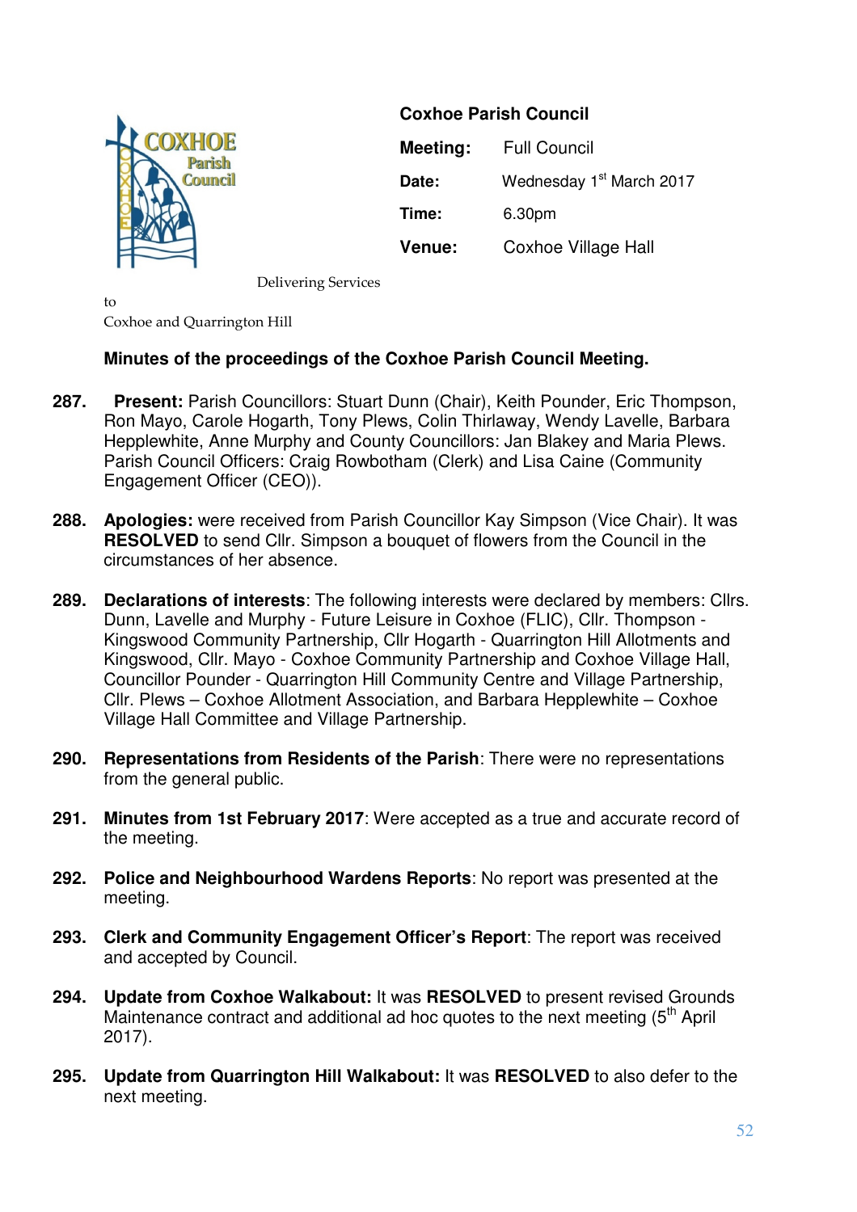**Coxhoe Parish Council**

| | |
|---|---|
| **Meeting:** | Full Council |
| **Date:** | Wednesday 1st March 2017 |
| **Time:** | 6.30pm |
| **Venue:** | Coxhoe Village Hall |

Delivering Services to Coxhoe and Quarrington Hill

## Minutes of the proceedings of the Coxhoe Parish Council Meeting.

**287.** **Present:** Parish Councillors: Stuart Dunn (Chair), Keith Pounder, Eric Thompson, Ron Mayo, Carole Hogarth, Tony Plews, Colin Thirlaway, Wendy Lavelle, Barbara Hepplewhite, Anne Murphy and County Councillors: Jan Blakey and Maria Plews. Parish Council Officers: Craig Rowbotham (Clerk) and Lisa Caine (Community Engagement Officer (CEO)).

**288.** **Apologies:** were received from Parish Councillor Kay Simpson (Vice Chair). It was **RESOLVED** to send Cllr. Simpson a bouquet of flowers from the Council in the circumstances of her absence.

**289.** **Declarations of interests**: The following interests were declared by members: Cllrs. Dunn, Lavelle and Murphy - Future Leisure in Coxhoe (FLIC), Cllr. Thompson - Kingswood Community Partnership, Cllr Hogarth - Quarrington Hill Allotments and Kingswood, Cllr. Mayo - Coxhoe Community Partnership and Coxhoe Village Hall, Councillor Pounder - Quarrington Hill Community Centre and Village Partnership, Cllr. Plews – Coxhoe Allotment Association, and Barbara Hepplewhite – Coxhoe Village Hall Committee and Village Partnership.

**290.** **Representations from Residents of the Parish**: There were no representations from the general public.

**291.** **Minutes from 1st February 2017**: Were accepted as a true and accurate record of the meeting.

**292.** **Police and Neighbourhood Wardens Reports**: No report was presented at the meeting.

**293.** **Clerk and Community Engagement Officer's Report**: The report was received and accepted by Council.

**294.** **Update from Coxhoe Walkabout:** It was **RESOLVED** to present revised Grounds Maintenance contract and additional ad hoc quotes to the next meeting (5th April 2017).

**295.** **Update from Quarrington Hill Walkabout:** It was **RESOLVED** to also defer to the next meeting.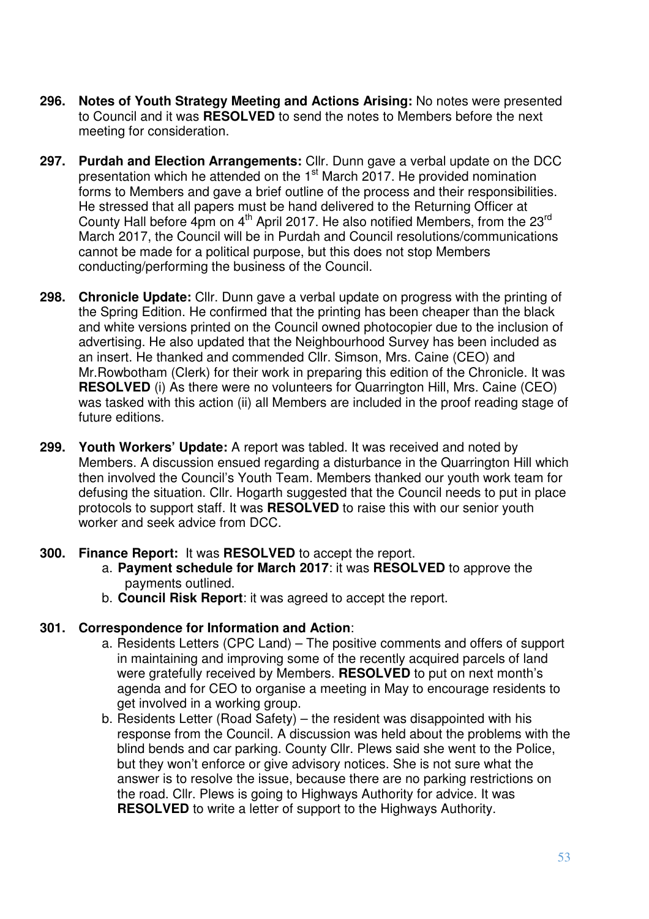**296. Notes of Youth Strategy Meeting and Actions Arising:** No notes were presented to Council and it was **RESOLVED** to send the notes to Members before the next meeting for consideration.

**297. Purdah and Election Arrangements:** Cllr. Dunn gave a verbal update on the DCC presentation which he attended on the 1st March 2017. He provided nomination forms to Members and gave a brief outline of the process and their responsibilities. He stressed that all papers must be hand delivered to the Returning Officer at County Hall before 4pm on 4th April 2017. He also notified Members, from the 23rd March 2017, the Council will be in Purdah and Council resolutions/communications cannot be made for a political purpose, but this does not stop Members conducting/performing the business of the Council.

**298. Chronicle Update:** Cllr. Dunn gave a verbal update on progress with the printing of the Spring Edition. He confirmed that the printing has been cheaper than the black and white versions printed on the Council owned photocopier due to the inclusion of advertising. He also updated that the Neighbourhood Survey has been included as an insert. He thanked and commended Cllr. Simson, Mrs. Caine (CEO) and Mr.Rowbotham (Clerk) for their work in preparing this edition of the Chronicle. It was **RESOLVED** (i) As there were no volunteers for Quarrington Hill, Mrs. Caine (CEO) was tasked with this action (ii) all Members are included in the proof reading stage of future editions.

**299. Youth Workers' Update:** A report was tabled. It was received and noted by Members. A discussion ensued regarding a disturbance in the Quarrington Hill which then involved the Council's Youth Team. Members thanked our youth work team for defusing the situation. Cllr. Hogarth suggested that the Council needs to put in place protocols to support staff. It was **RESOLVED** to raise this with our senior youth worker and seek advice from DCC.

**300. Finance Report:** It was **RESOLVED** to accept the report.

a. **Payment schedule for March 2017**: it was **RESOLVED** to approve the payments outlined.
b. **Council Risk Report**: it was agreed to accept the report.

**301. Correspondence for Information and Action**:

a. Residents Letters (CPC Land) – The positive comments and offers of support in maintaining and improving some of the recently acquired parcels of land were gratefully received by Members. **RESOLVED** to put on next month's agenda and for CEO to organise a meeting in May to encourage residents to get involved in a working group.
b. Residents Letter (Road Safety) – the resident was disappointed with his response from the Council. A discussion was held about the problems with the blind bends and car parking. County Cllr. Plews said she went to the Police, but they won't enforce or give advisory notices. She is not sure what the answer is to resolve the issue, because there are no parking restrictions on the road. Cllr. Plews is going to Highways Authority for advice. It was **RESOLVED** to write a letter of support to the Highways Authority.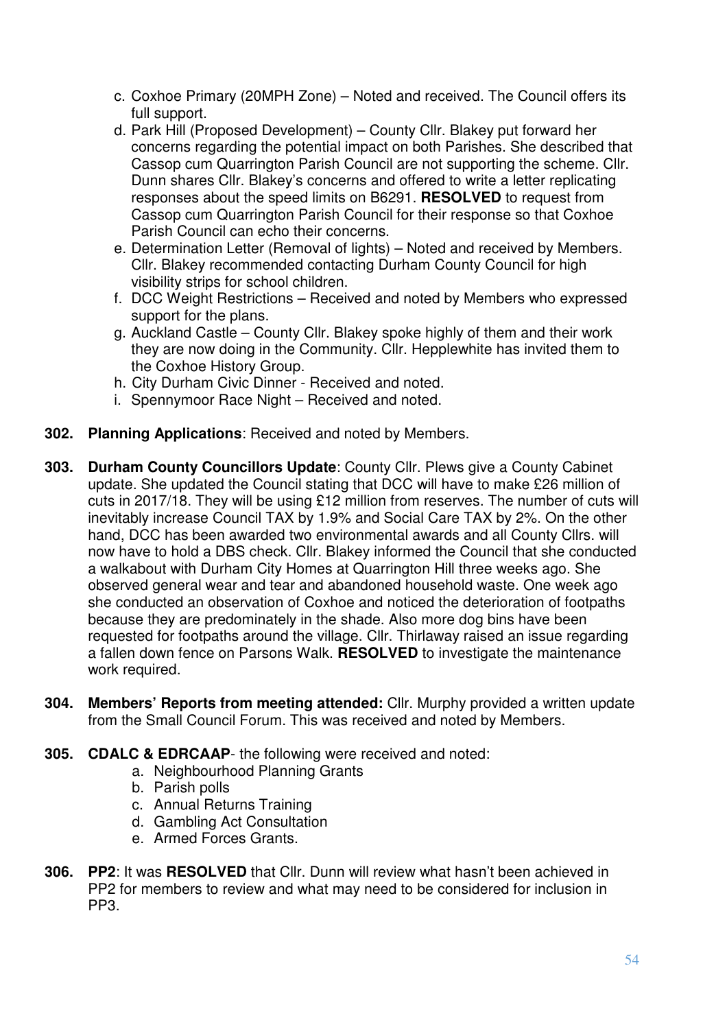c. Coxhoe Primary (20MPH Zone) – Noted and received. The Council offers its full support.
d. Park Hill (Proposed Development) – County Cllr. Blakey put forward her concerns regarding the potential impact on both Parishes. She described that Cassop cum Quarrington Parish Council are not supporting the scheme. Cllr. Dunn shares Cllr. Blakey's concerns and offered to write a letter replicating responses about the speed limits on B6291. **RESOLVED** to request from Cassop cum Quarrington Parish Council for their response so that Coxhoe Parish Council can echo their concerns.
e. Determination Letter (Removal of lights) – Noted and received by Members. Cllr. Blakey recommended contacting Durham County Council for high visibility strips for school children.
f. DCC Weight Restrictions – Received and noted by Members who expressed support for the plans.
g. Auckland Castle – County Cllr. Blakey spoke highly of them and their work they are now doing in the Community. Cllr. Hepplewhite has invited them to the Coxhoe History Group.
h. City Durham Civic Dinner - Received and noted.
i. Spennymoor Race Night – Received and noted.

**302. Planning Applications**: Received and noted by Members.

**303. Durham County Councillors Update**: County Cllr. Plews give a County Cabinet update. She updated the Council stating that DCC will have to make £26 million of cuts in 2017/18. They will be using £12 million from reserves. The number of cuts will inevitably increase Council TAX by 1.9% and Social Care TAX by 2%. On the other hand, DCC has been awarded two environmental awards and all County Cllrs. will now have to hold a DBS check. Cllr. Blakey informed the Council that she conducted a walkabout with Durham City Homes at Quarrington Hill three weeks ago. She observed general wear and tear and abandoned household waste. One week ago she conducted an observation of Coxhoe and noticed the deterioration of footpaths because they are predominately in the shade. Also more dog bins have been requested for footpaths around the village. Cllr. Thirlaway raised an issue regarding a fallen down fence on Parsons Walk. **RESOLVED** to investigate the maintenance work required.

**304. Members' Reports from meeting attended:** Cllr. Murphy provided a written update from the Small Council Forum. This was received and noted by Members.

**305. CDALC & EDRCAAP**- the following were received and noted:
a. Neighbourhood Planning Grants
b. Parish polls
c. Annual Returns Training
d. Gambling Act Consultation
e. Armed Forces Grants.

**306. PP2**: It was **RESOLVED** that Cllr. Dunn will review what hasn't been achieved in PP2 for members to review and what may need to be considered for inclusion in PP3.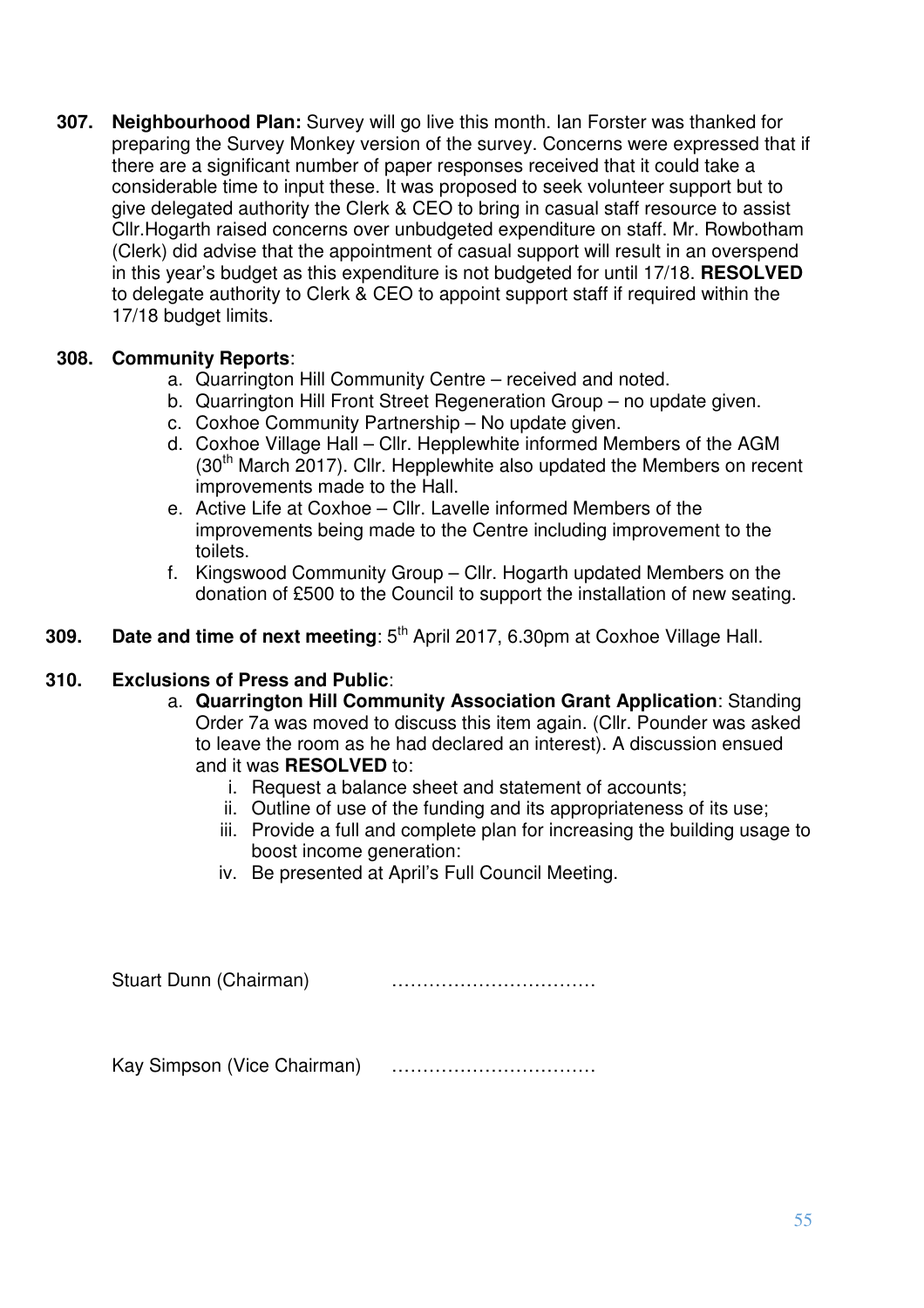**307. Neighbourhood Plan:** Survey will go live this month. Ian Forster was thanked for preparing the Survey Monkey version of the survey. Concerns were expressed that if there are a significant number of paper responses received that it could take a considerable time to input these. It was proposed to seek volunteer support but to give delegated authority the Clerk & CEO to bring in casual staff resource to assist Cllr.Hogarth raised concerns over unbudgeted expenditure on staff. Mr. Rowbotham (Clerk) did advise that the appointment of casual support will result in an overspend in this year's budget as this expenditure is not budgeted for until 17/18. **RESOLVED** to delegate authority to Clerk & CEO to appoint support staff if required within the 17/18 budget limits.

**308. Community Reports**:

a. Quarrington Hill Community Centre – received and noted.
b. Quarrington Hill Front Street Regeneration Group – no update given.
c. Coxhoe Community Partnership – No update given.
d. Coxhoe Village Hall – Cllr. Hepplewhite informed Members of the AGM (30th March 2017). Cllr. Hepplewhite also updated the Members on recent improvements made to the Hall.
e. Active Life at Coxhoe – Cllr. Lavelle informed Members of the improvements being made to the Centre including improvement to the toilets.
f. Kingswood Community Group – Cllr. Hogarth updated Members on the donation of £500 to the Council to support the installation of new seating.

**309. Date and time of next meeting**: 5th April 2017, 6.30pm at Coxhoe Village Hall.

**310. Exclusions of Press and Public**:

a. **Quarrington Hill Community Association Grant Application**: Standing Order 7a was moved to discuss this item again. (Cllr. Pounder was asked to leave the room as he had declared an interest). A discussion ensued and it was **RESOLVED** to:
   i. Request a balance sheet and statement of accounts;
   ii. Outline of use of the funding and its appropriateness of its use;
   iii. Provide a full and complete plan for increasing the building usage to boost income generation:
   iv. Be presented at April's Full Council Meeting.

Stuart Dunn (Chairman) ……………………………

Kay Simpson (Vice Chairman) ……………………………